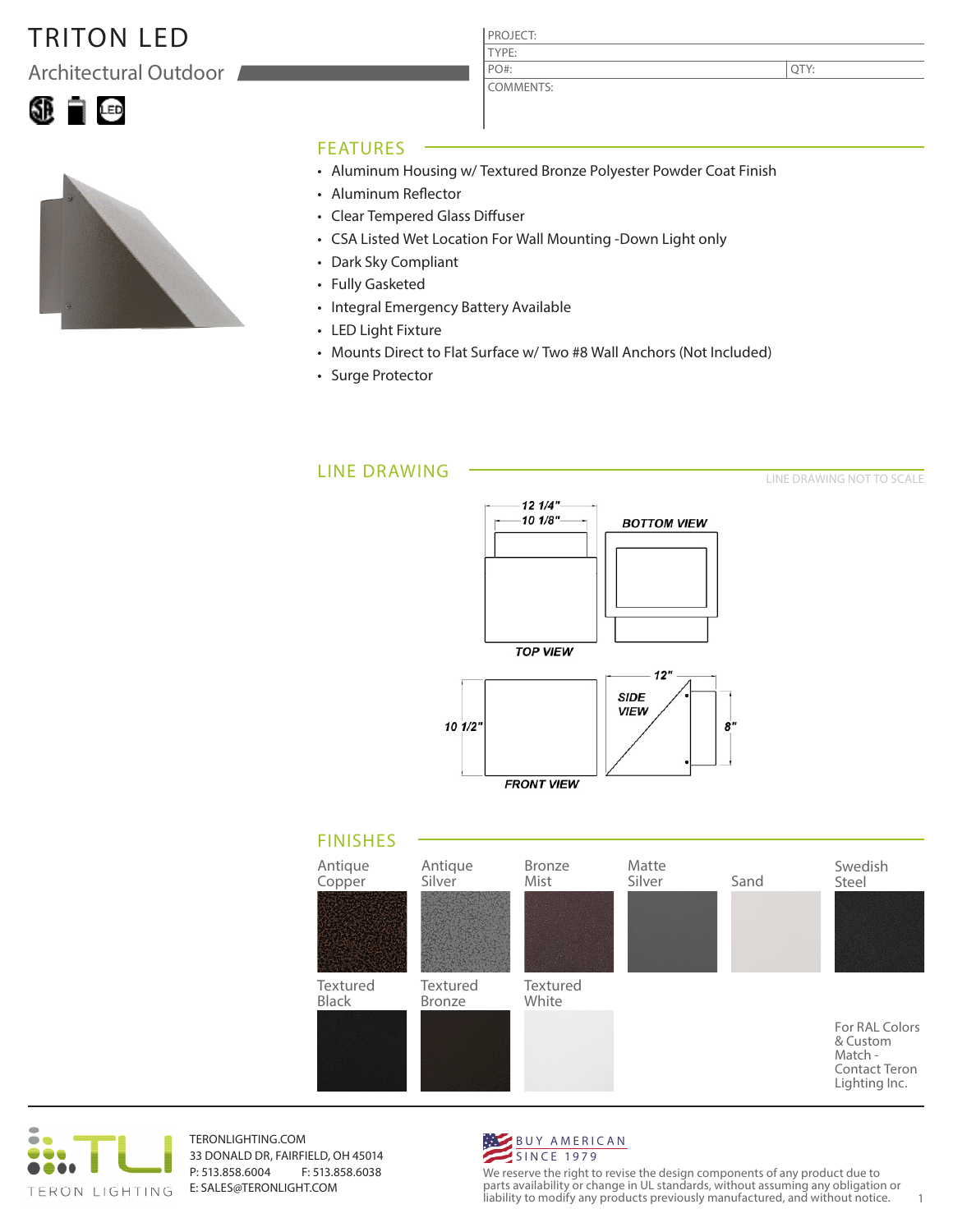# TRITON LED

## Architectural Outdoor

| PROJECT: | |
|---|---|
| TYPE: | |
| PO#: | QTY: |
| COMMENTS: | |

## FEATURES

- Aluminum Housing w/ Textured Bronze Polyester Powder Coat Finish
- Aluminum Reflector
- Clear Tempered Glass Diffuser
- CSA Listed Wet Location For Wall Mounting -Down Light only
- Dark Sky Compliant
- Fully Gasketed
- Integral Emergency Battery Available
- LED Light Fixture
- Mounts Direct to Flat Surface w/ Two #8 Wall Anchors (Not Included)
- Surge Protector

## LINE DRAWING

LINE DRAWING NOT TO SCALE

12 1/4"
10 1/8"
BOTTOM VIEW
TOP VIEW
12"
SIDE VIEW
10 1/2"
8"
FRONT VIEW

## FINISHES

Antique Copper, Antique Silver, Bronze Mist, Matte Silver, Sand, Swedish Steel

Textured Black, Textured Bronze, Textured White

For RAL Colors & Custom Match - Contact Teron Lighting Inc.

TERON LIGHTING

TERONLIGHTING.COM
33 DONALD DR, FAIRFIELD, OH 45014
P: 513.858.6004 F: 513.858.6038
E: SALES@TERONLIGHT.COM

BUY AMERICAN SINCE 1979

We reserve the right to revise the design components of any product due to parts availability or change in UL standards, without assuming any obligation or liability to modify any products previously manufactured, and without notice.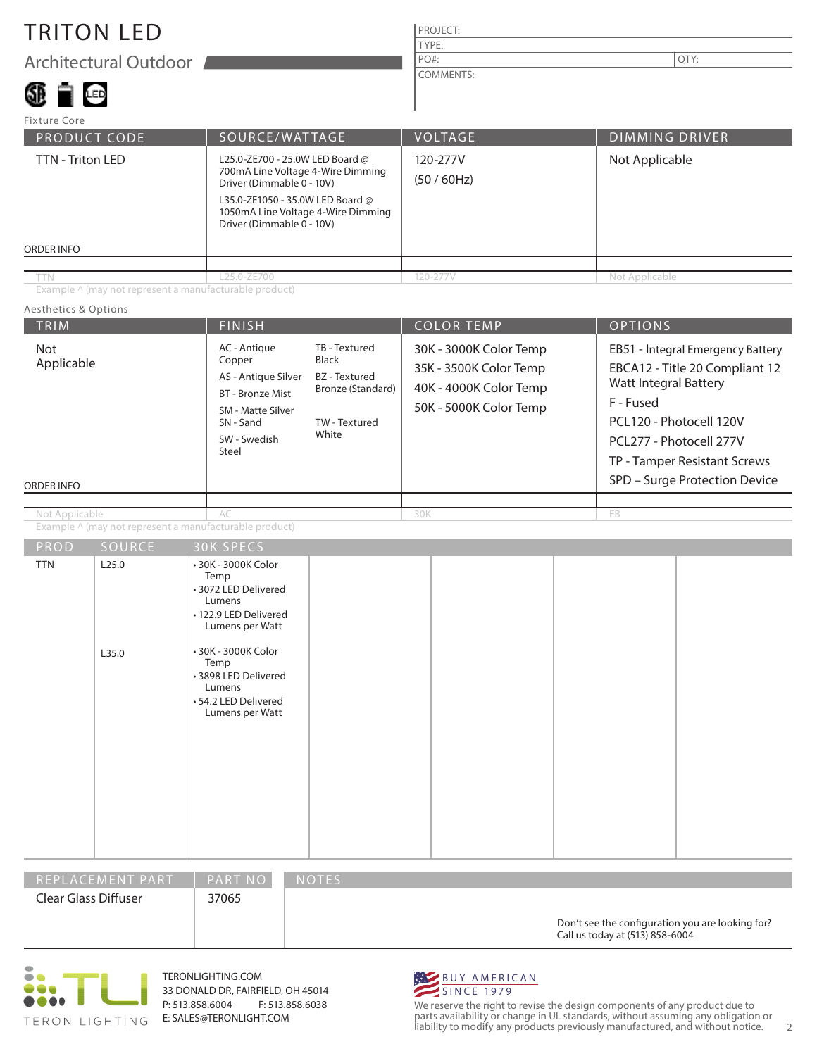# TRITON LED

## Architectural Outdoor

| | |
|---|---|
| PROJECT: | |
| TYPE: | |
| PO#: | QTY: |
| COMMENTS: | |

Fixture Core

| PRODUCT CODE | SOURCE/WATTAGE | VOLTAGE | DIMMING DRIVER |
|---|---|---|---|
| TTN - Triton LED | L25.0-ZE700 - 25.0W LED Board @ 700mA Line Voltage 4-Wire Dimming Driver (Dimmable 0 - 10V)<br>L35.0-ZE1050 - 35.0W LED Board @ 1050mA Line Voltage 4-Wire Dimming Driver (Dimmable 0 - 10V) | 120-277V<br>(50 / 60Hz) | Not Applicable |
| ORDER INFO | | | |
| TTN | L25.0-ZE700 | 120-277V | Not Applicable |

Example ^ (may not represent a manufacturable product)

Aesthetics & Options

| TRIM | FINISH | COLOR TEMP | OPTIONS |
|---|---|---|---|
| Not Applicable | AC - Antique Copper<br>AS - Antique Silver<br>BT - Bronze Mist<br>SM - Matte Silver<br>SN - Sand<br>SW - Swedish Steel<br>TB - Textured Black<br>BZ - Textured Bronze (Standard)<br>TW - Textured White | 30K - 3000K Color Temp<br>35K - 3500K Color Temp<br>40K - 4000K Color Temp<br>50K - 5000K Color Temp | EB51 - Integral Emergency Battery<br>EBCA12 - Title 20 Compliant 12 Watt Integral Battery<br>F - Fused<br>PCL120 - Photocell 120V<br>PCL277 - Photocell 277V<br>TP - Tamper Resistant Screws<br>SPD – Surge Protection Device |
| ORDER INFO | | | |
| Not Applicable | AC | 30K | EB |

Example ^ (may not represent a manufacturable product)

| PROD | SOURCE | 30K SPECS |
|---|---|---|
| TTN | L25.0 | • 30K - 3000K Color Temp<br>• 3072 LED Delivered Lumens<br>• 122.9 LED Delivered Lumens per Watt |
| | L35.0 | • 30K - 3000K Color Temp<br>• 3898 LED Delivered Lumens<br>• 54.2 LED Delivered Lumens per Watt |

| REPLACEMENT PART | PART NO | NOTES |
|---|---|---|
| Clear Glass Diffuser | 37065 | |

Don't see the configuration you are looking for? Call us today at (513) 858-6004

TERON LIGHTING

TERONLIGHTING.COM
33 DONALD DR, FAIRFIELD, OH 45014
P: 513.858.6004 F: 513.858.6038
E: SALES@TERONLIGHT.COM

BUY AMERICAN SINCE 1979

We reserve the right to revise the design components of any product due to parts availability or change in UL standards, without assuming any obligation or liability to modify any products previously manufactured, and without notice.